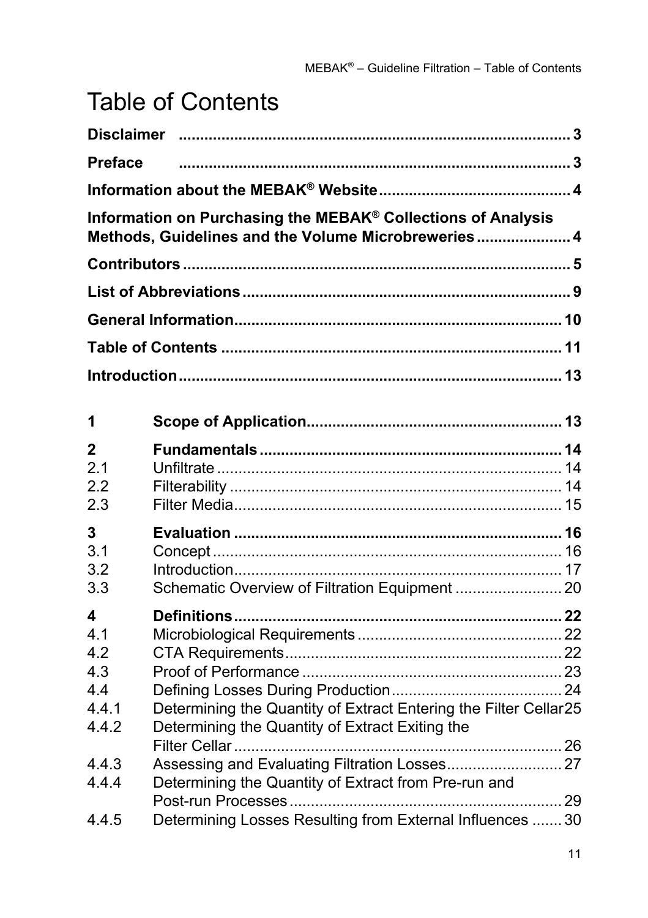# Table of Contents

**Disclaimer** ........ 3

**Preface** ........ 3

**Information about the MEBAK® Website** ........ 4

**Information on Purchasing the MEBAK® Collections of Analysis Methods, Guidelines and the Volume Microbreweries** ........ 4

**Contributors** ........ 5

**List of Abbreviations** ........ 9

**General Information** ........ 10

**Table of Contents** ........ 11

**Introduction** ........ 13

| | | |
|---|---|---|
| **1** | **Scope of Application** | **13** |
| **2** | **Fundamentals** | **14** |
| 2.1 | Unfiltrate | 14 |
| 2.2 | Filterability | 14 |
| 2.3 | Filter Media | 15 |
| **3** | **Evaluation** | **16** |
| 3.1 | Concept | 16 |
| 3.2 | Introduction | 17 |
| 3.3 | Schematic Overview of Filtration Equipment | 20 |
| **4** | **Definitions** | **22** |
| 4.1 | Microbiological Requirements | 22 |
| 4.2 | CTA Requirements | 22 |
| 4.3 | Proof of Performance | 23 |
| 4.4 | Defining Losses During Production | 24 |
| 4.4.1 | Determining the Quantity of Extract Entering the Filter Cellar | 25 |
| 4.4.2 | Determining the Quantity of Extract Exiting the Filter Cellar | 26 |
| 4.4.3 | Assessing and Evaluating Filtration Losses | 27 |
| 4.4.4 | Determining the Quantity of Extract from Pre-run and Post-run Processes | 29 |
| 4.4.5 | Determining Losses Resulting from External Influences | 30 |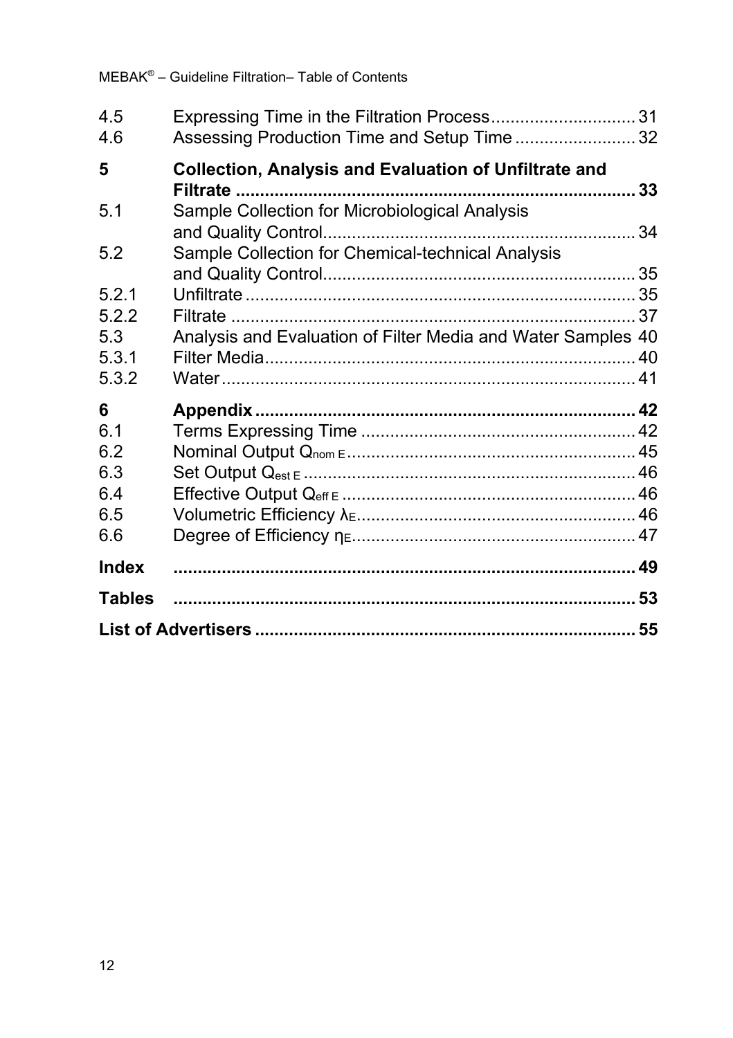| | | |
|---|---|---|
| 4.5 | Expressing Time in the Filtration Process | 31 |
| 4.6 | Assessing Production Time and Setup Time | 32 |
| **5** | **Collection, Analysis and Evaluation of Unfiltrate and Filtrate** | **33** |
| 5.1 | Sample Collection for Microbiological Analysis and Quality Control | 34 |
| 5.2 | Sample Collection for Chemical-technical Analysis and Quality Control | 35 |
| 5.2.1 | Unfiltrate | 35 |
| 5.2.2 | Filtrate | 37 |
| 5.3 | Analysis and Evaluation of Filter Media and Water Samples | 40 |
| 5.3.1 | Filter Media | 40 |
| 5.3.2 | Water | 41 |
| **6** | **Appendix** | **42** |
| 6.1 | Terms Expressing Time | 42 |
| 6.2 | Nominal Output $Q_{nom\ E}$ | 45 |
| 6.3 | Set Output $Q_{est\ E}$ | 46 |
| 6.4 | Effective Output $Q_{eff\ E}$ | 46 |
| 6.5 | Volumetric Efficiency $\lambda_E$ | 46 |
| 6.6 | Degree of Efficiency $\eta_E$ | 47 |
| **Index** | | **49** |
| **Tables** | | **53** |
| **List of Advertisers** | | **55** |